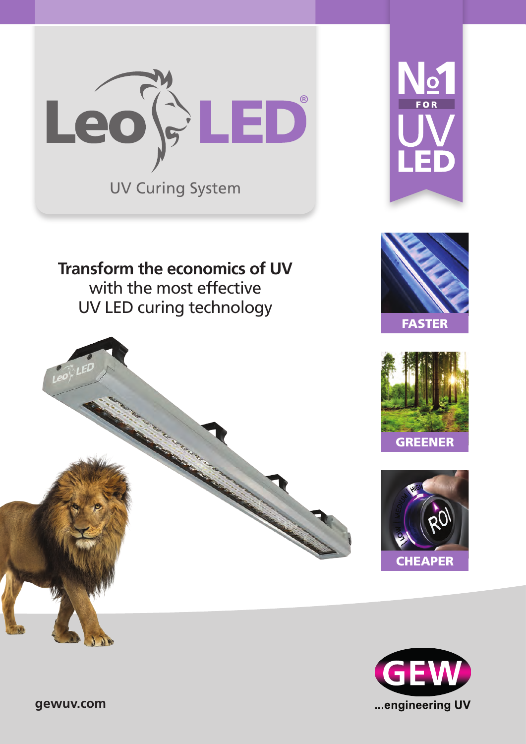# Leo LED®

UV Curing System

**№1 FOR UV LED**

**Transform the economics of UV**
with the most effective
UV LED curing technology

**FASTER**

**GREENER**

**CHEAPER**

**GEW**
...engineering UV

gewuv.com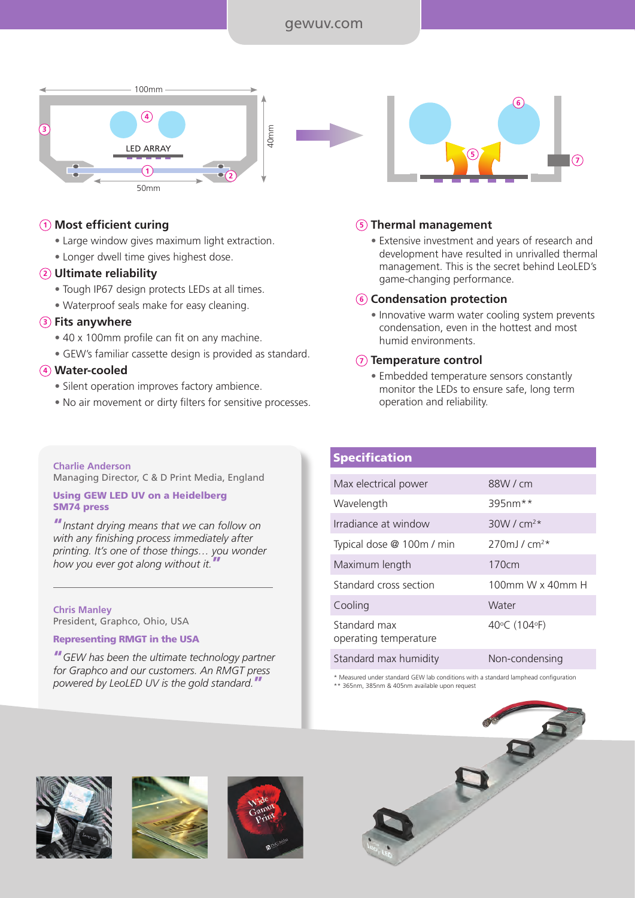## ① Most efficient curing

- Large window gives maximum light extraction.
- Longer dwell time gives highest dose.

## ② Ultimate reliability

- Tough IP67 design protects LEDs at all times.
- Waterproof seals make for easy cleaning.

## ③ Fits anywhere

- 40 x 100mm profile can fit on any machine.
- GEW's familiar cassette design is provided as standard.

## ④ Water-cooled

- Silent operation improves factory ambience.
- No air movement or dirty filters for sensitive processes.

## ⑤ Thermal management

- Extensive investment and years of research and development have resulted in unrivalled thermal management. This is the secret behind LeoLED's game-changing performance.

## ⑥ Condensation protection

- Innovative warm water cooling system prevents condensation, even in the hottest and most humid environments.

## ⑦ Temperature control

- Embedded temperature sensors constantly monitor the LEDs to ensure safe, long term operation and reliability.

**Charlie Anderson**
Managing Director, C & D Print Media, England

**Using GEW LED UV on a Heidelberg SM74 press**

*"Instant drying means that we can follow on with any finishing process immediately after printing. It's one of those things… you wonder how you ever got along without it."*

---

**Chris Manley**
President, Graphco, Ohio, USA

**Representing RMGT in the USA**

*"GEW has been the ultimate technology partner for Graphco and our customers. An RMGT press powered by LeoLED UV is the gold standard."*

## Specification

| Specification | |
|---|---|
| Max electrical power | 88W / cm |
| Wavelength | 395nm** |
| Irradiance at window | 30W / cm²* |
| Typical dose @ 100m / min | 270mJ / cm²* |
| Maximum length | 170cm |
| Standard cross section | 100mm W x 40mm H |
| Cooling | Water |
| Standard max operating temperature | 40°C (104°F) |
| Standard max humidity | Non-condensing |

\* Measured under standard GEW lab conditions with a standard lamphead configuration
\** 365nm, 385nm & 405nm available upon request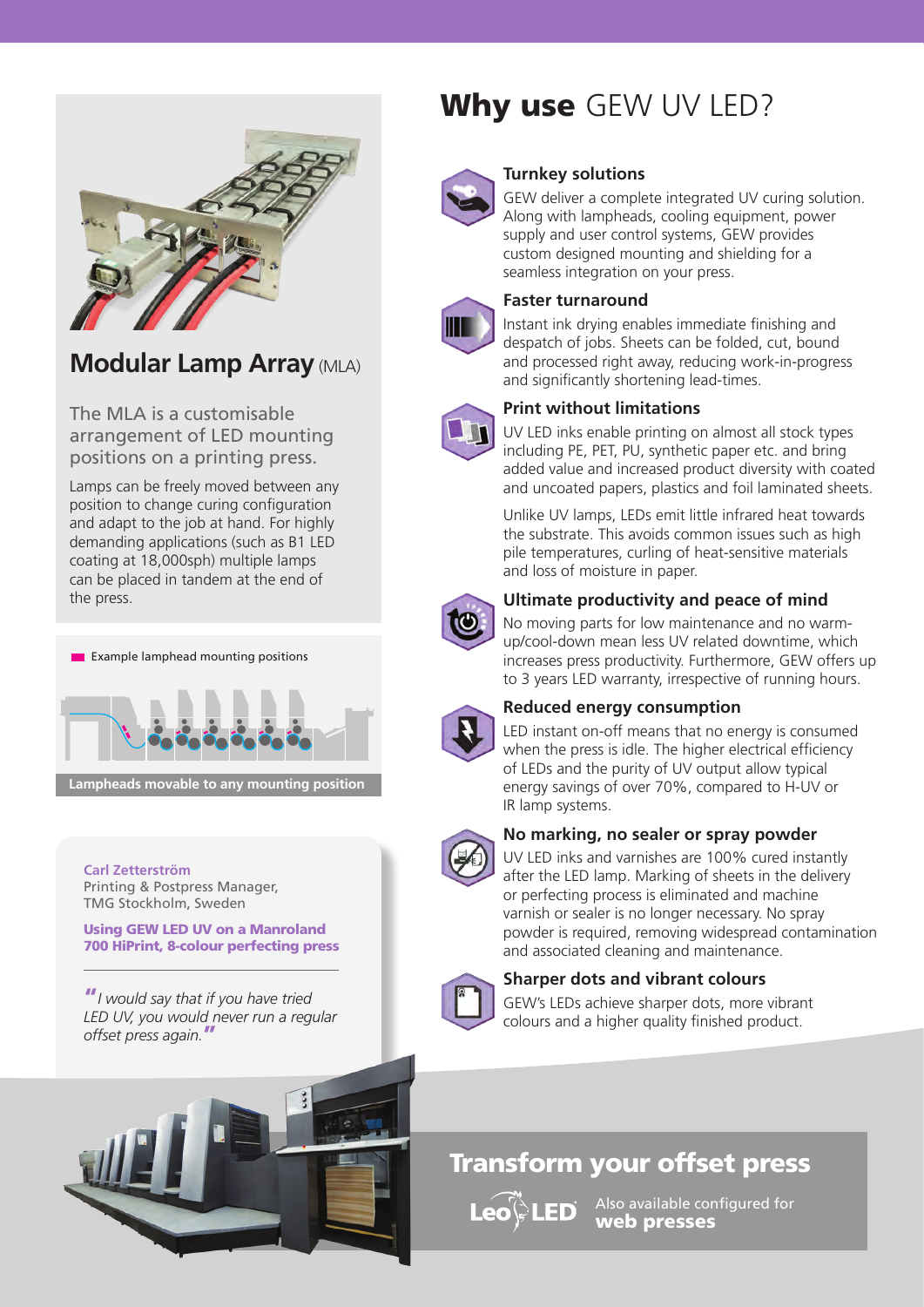## Modular Lamp Array (MLA)

The MLA is a customisable arrangement of LED mounting positions on a printing press.

Lamps can be freely moved between any position to change curing configuration and adapt to the job at hand. For highly demanding applications (such as B1 LED coating at 18,000sph) multiple lamps can be placed in tandem at the end of the press.

Example lamphead mounting positions

Lampheads movable to any mounting position

**Carl Zetterström**
Printing & Postpress Manager,
TMG Stockholm, Sweden

**Using GEW LED UV on a Manroland 700 HiPrint, 8-colour perfecting press**

*"I would say that if you have tried LED UV, you would never run a regular offset press again."*

# Why use GEW UV LED?

### Turnkey solutions

GEW deliver a complete integrated UV curing solution. Along with lampheads, cooling equipment, power supply and user control systems, GEW provides custom designed mounting and shielding for a seamless integration on your press.

### Faster turnaround

Instant ink drying enables immediate finishing and despatch of jobs. Sheets can be folded, cut, bound and processed right away, reducing work-in-progress and significantly shortening lead-times.

### Print without limitations

UV LED inks enable printing on almost all stock types including PE, PET, PU, synthetic paper etc. and bring added value and increased product diversity with coated and uncoated papers, plastics and foil laminated sheets.

Unlike UV lamps, LEDs emit little infrared heat towards the substrate. This avoids common issues such as high pile temperatures, curling of heat-sensitive materials and loss of moisture in paper.

### Ultimate productivity and peace of mind

No moving parts for low maintenance and no warm-up/cool-down mean less UV related downtime, which increases press productivity. Furthermore, GEW offers up to 3 years LED warranty, irrespective of running hours.

### Reduced energy consumption

LED instant on-off means that no energy is consumed when the press is idle. The higher electrical efficiency of LEDs and the purity of UV output allow typical energy savings of over 70%, compared to H-UV or IR lamp systems.

### No marking, no sealer or spray powder

UV LED inks and varnishes are 100% cured instantly after the LED lamp. Marking of sheets in the delivery or perfecting process is eliminated and machine varnish or sealer is no longer necessary. No spray powder is required, removing widespread contamination and associated cleaning and maintenance.

### Sharper dots and vibrant colours

GEW's LEDs achieve sharper dots, more vibrant colours and a higher quality finished product.

## Transform your offset press

LeoLED

Also available configured for **web presses**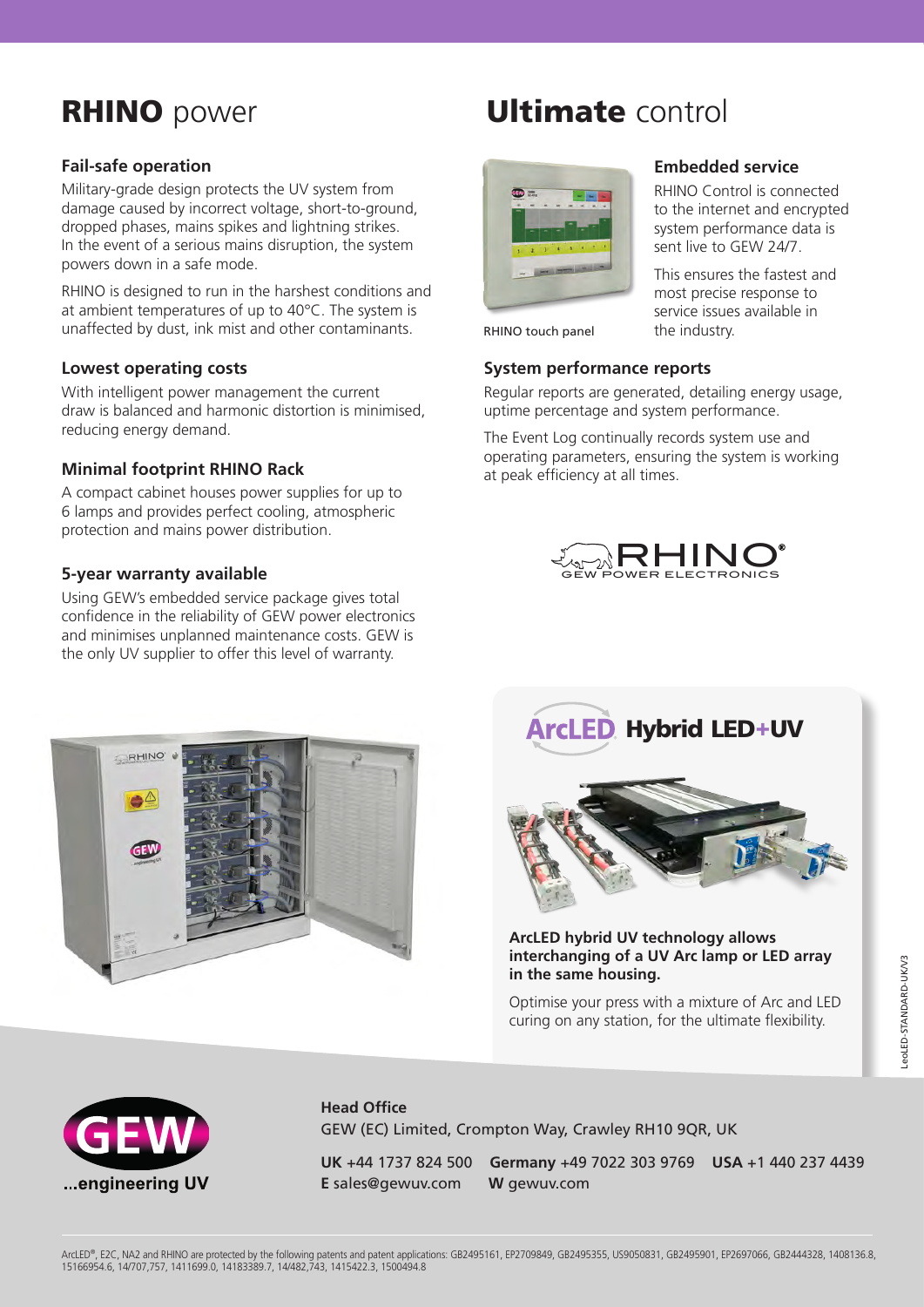# **RHINO** power

### Fail-safe operation

Military-grade design protects the UV system from damage caused by incorrect voltage, short-to-ground, dropped phases, mains spikes and lightning strikes. In the event of a serious mains disruption, the system powers down in a safe mode.

RHINO is designed to run in the harshest conditions and at ambient temperatures of up to 40°C. The system is unaffected by dust, ink mist and other contaminants.

### Lowest operating costs

With intelligent power management the current draw is balanced and harmonic distortion is minimised, reducing energy demand.

### Minimal footprint RHINO Rack

A compact cabinet houses power supplies for up to 6 lamps and provides perfect cooling, atmospheric protection and mains power distribution.

### 5-year warranty available

Using GEW's embedded service package gives total confidence in the reliability of GEW power electronics and minimises unplanned maintenance costs. GEW is the only UV supplier to offer this level of warranty.

# **Ultimate** control

RHINO touch panel

### Embedded service

RHINO Control is connected to the internet and encrypted system performance data is sent live to GEW 24/7.

This ensures the fastest and most precise response to service issues available in the industry.

### System performance reports

Regular reports are generated, detailing energy usage, uptime percentage and system performance.

The Event Log continually records system use and operating parameters, ensuring the system is working at peak efficiency at all times.

RHINO®
GEW POWER ELECTRONICS

## ArcLED Hybrid LED+UV

**ArcLED hybrid UV technology allows interchanging of a UV Arc lamp or LED array in the same housing.**

Optimise your press with a mixture of Arc and LED curing on any station, for the ultimate flexibility.

LeoLED-STANDARD-UK/V3

GEW ...engineering UV

**Head Office**
GEW (EC) Limited, Crompton Way, Crawley RH10 9QR, UK

**UK** +44 1737 824 500 **Germany** +49 7022 303 9769 **USA** +1 440 237 4439
**E** sales@gewuv.com **W** gewuv.com

ArcLED®, E2C, NA2 and RHINO are protected by the following patents and patent applications: GB2495161, EP2709849, GB2495355, US9050831, GB2495901, EP2697066, GB2444328, 1408136.8, 15166954.6, 14/707,757, 1411699.0, 14183389.7, 14/482,743, 1415422.3, 1500494.8